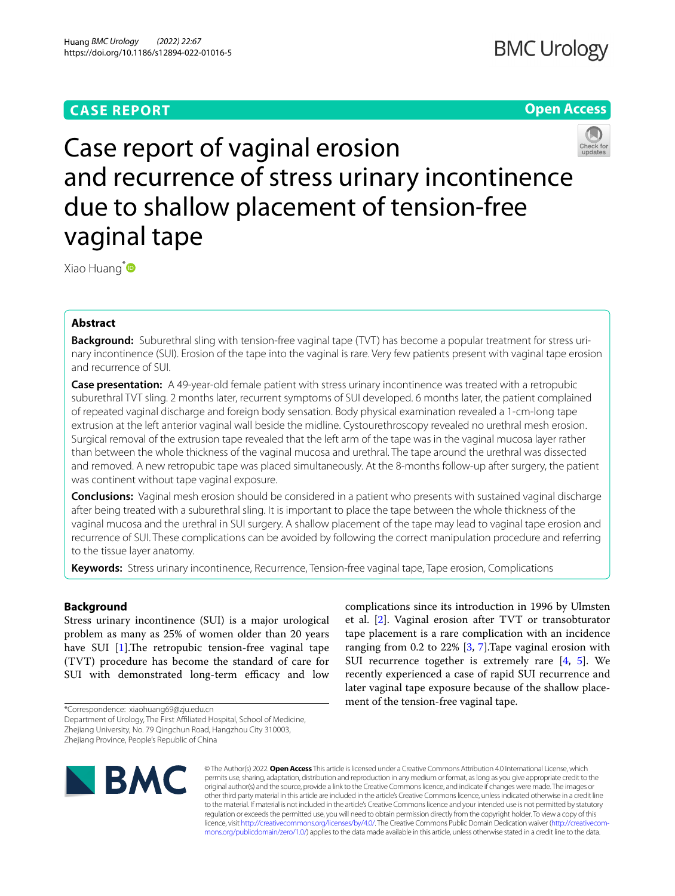**CASE REPORT** | **Open Access**

# Case report of vaginal erosion and recurrence of stress urinary incontinence due to shallow placement of tension-free vaginal tape

Xiao Huang*

## Abstract

**Background:** Suburethral sling with tension-free vaginal tape (TVT) has become a popular treatment for stress urinary incontinence (SUI). Erosion of the tape into the vaginal is rare. Very few patients present with vaginal tape erosion and recurrence of SUI.

**Case presentation:** A 49-year-old female patient with stress urinary incontinence was treated with a retropubic suburethral TVT sling. 2 months later, recurrent symptoms of SUI developed. 6 months later, the patient complained of repeated vaginal discharge and foreign body sensation. Body physical examination revealed a 1-cm-long tape extrusion at the left anterior vaginal wall beside the midline. Cystourethroscopy revealed no urethral mesh erosion. Surgical removal of the extrusion tape revealed that the left arm of the tape was in the vaginal mucosa layer rather than between the whole thickness of the vaginal mucosa and urethral. The tape around the urethral was dissected and removed. A new retropubic tape was placed simultaneously. At the 8-months follow-up after surgery, the patient was continent without tape vaginal exposure.

**Conclusions:** Vaginal mesh erosion should be considered in a patient who presents with sustained vaginal discharge after being treated with a suburethral sling. It is important to place the tape between the whole thickness of the vaginal mucosa and the urethral in SUI surgery. A shallow placement of the tape may lead to vaginal tape erosion and recurrence of SUI. These complications can be avoided by following the correct manipulation procedure and referring to the tissue layer anatomy.

**Keywords:** Stress urinary incontinence, Recurrence, Tension-free vaginal tape, Tape erosion, Complications

## Background

Stress urinary incontinence (SUI) is a major urological problem as many as 25% of women older than 20 years have SUI [1].The retropubic tension-free vaginal tape (TVT) procedure has become the standard of care for SUI with demonstrated long-term efficacy and low complications since its introduction in 1996 by Ulmsten et al. [2]. Vaginal erosion after TVT or transobturator tape placement is a rare complication with an incidence ranging from 0.2 to 22% [3, 7].Tape vaginal erosion with SUI recurrence together is extremely rare [4, 5]. We recently experienced a case of rapid SUI recurrence and later vaginal tape exposure because of the shallow placement of the tension-free vaginal tape.

*Correspondence: xiaohuang69@zju.edu.cn
Department of Urology, The First Affiliated Hospital, School of Medicine, Zhejiang University, No. 79 Qingchun Road, Hangzhou City 310003, Zhejiang Province, People's Republic of China

© The Author(s) 2022. **Open Access** This article is licensed under a Creative Commons Attribution 4.0 International License, which permits use, sharing, adaptation, distribution and reproduction in any medium or format, as long as you give appropriate credit to the original author(s) and the source, provide a link to the Creative Commons licence, and indicate if changes were made. The images or other third party material in this article are included in the article's Creative Commons licence, unless indicated otherwise in a credit line to the material. If material is not included in the article's Creative Commons licence and your intended use is not permitted by statutory regulation or exceeds the permitted use, you will need to obtain permission directly from the copyright holder. To view a copy of this licence, visit http://creativecommons.org/licenses/by/4.0/. The Creative Commons Public Domain Dedication waiver (http://creativecommons.org/publicdomain/zero/1.0/) applies to the data made available in this article, unless otherwise stated in a credit line to the data.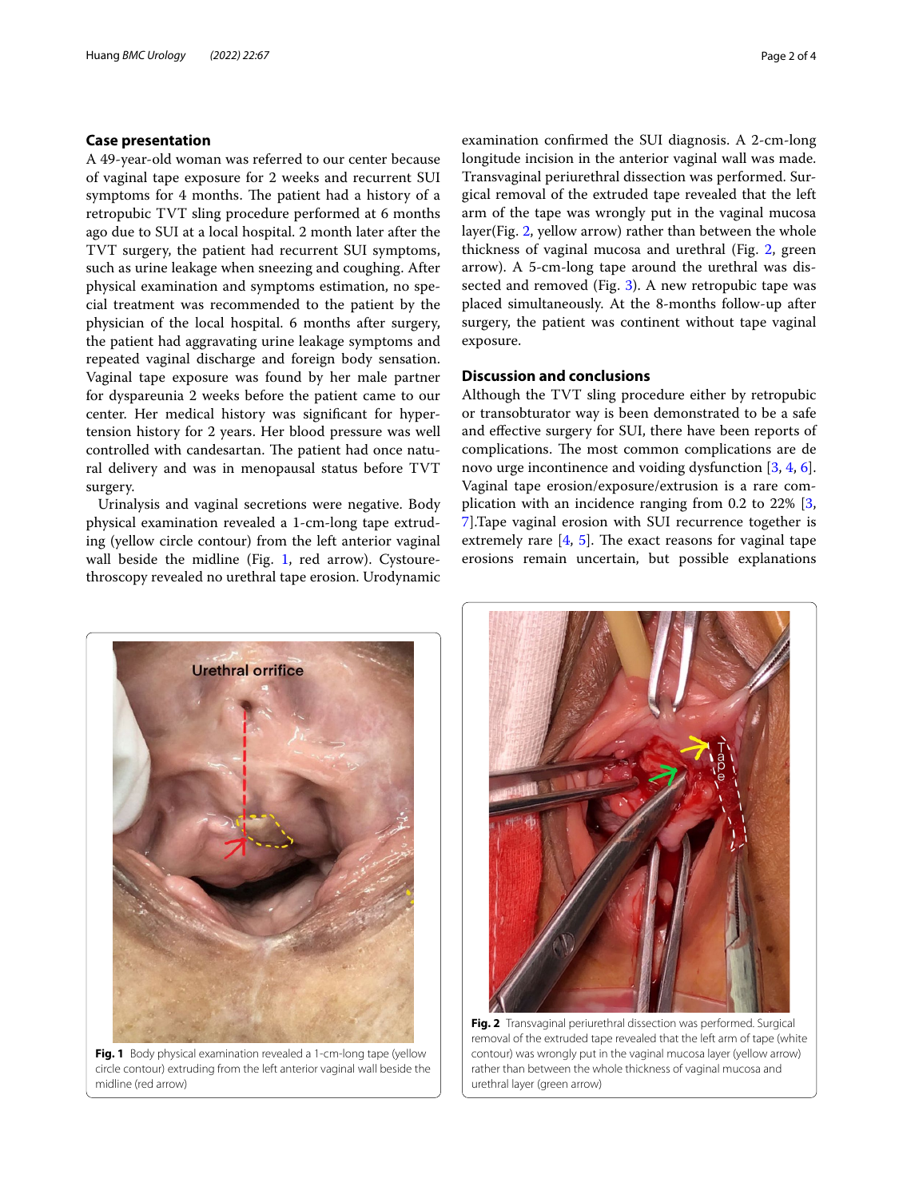## Case presentation

A 49-year-old woman was referred to our center because of vaginal tape exposure for 2 weeks and recurrent SUI symptoms for 4 months. The patient had a history of a retropubic TVT sling procedure performed at 6 months ago due to SUI at a local hospital. 2 month later after the TVT surgery, the patient had recurrent SUI symptoms, such as urine leakage when sneezing and coughing. After physical examination and symptoms estimation, no special treatment was recommended to the patient by the physician of the local hospital. 6 months after surgery, the patient had aggravating urine leakage symptoms and repeated vaginal discharge and foreign body sensation. Vaginal tape exposure was found by her male partner for dyspareunia 2 weeks before the patient came to our center. Her medical history was significant for hypertension history for 2 years. Her blood pressure was well controlled with candesartan. The patient had once natural delivery and was in menopausal status before TVT surgery.

Urinalysis and vaginal secretions were negative. Body physical examination revealed a 1-cm-long tape extruding (yellow circle contour) from the left anterior vaginal wall beside the midline (Fig. 1, red arrow). Cystourethroscopy revealed no urethral tape erosion. Urodynamic examination confirmed the SUI diagnosis. A 2-cm-long longitude incision in the anterior vaginal wall was made. Transvaginal periurethral dissection was performed. Surgical removal of the extruded tape revealed that the left arm of the tape was wrongly put in the vaginal mucosa layer(Fig. 2, yellow arrow) rather than between the whole thickness of vaginal mucosa and urethral (Fig. 2, green arrow). A 5-cm-long tape around the urethral was dissected and removed (Fig. 3). A new retropubic tape was placed simultaneously. At the 8-months follow-up after surgery, the patient was continent without tape vaginal exposure.

## Discussion and conclusions

Although the TVT sling procedure either by retropubic or transobturator way is been demonstrated to be a safe and effective surgery for SUI, there have been reports of complications. The most common complications are de novo urge incontinence and voiding dysfunction [3, 4, 6]. Vaginal tape erosion/exposure/extrusion is a rare complication with an incidence ranging from 0.2 to 22% [3, 7].Tape vaginal erosion with SUI recurrence together is extremely rare [4, 5]. The exact reasons for vaginal tape erosions remain uncertain, but possible explanations

**Fig. 1** Body physical examination revealed a 1-cm-long tape (yellow circle contour) extruding from the left anterior vaginal wall beside the midline (red arrow)

**Fig. 2** Transvaginal periurethral dissection was performed. Surgical removal of the extruded tape revealed that the left arm of tape (white contour) was wrongly put in the vaginal mucosa layer (yellow arrow) rather than between the whole thickness of vaginal mucosa and urethral layer (green arrow)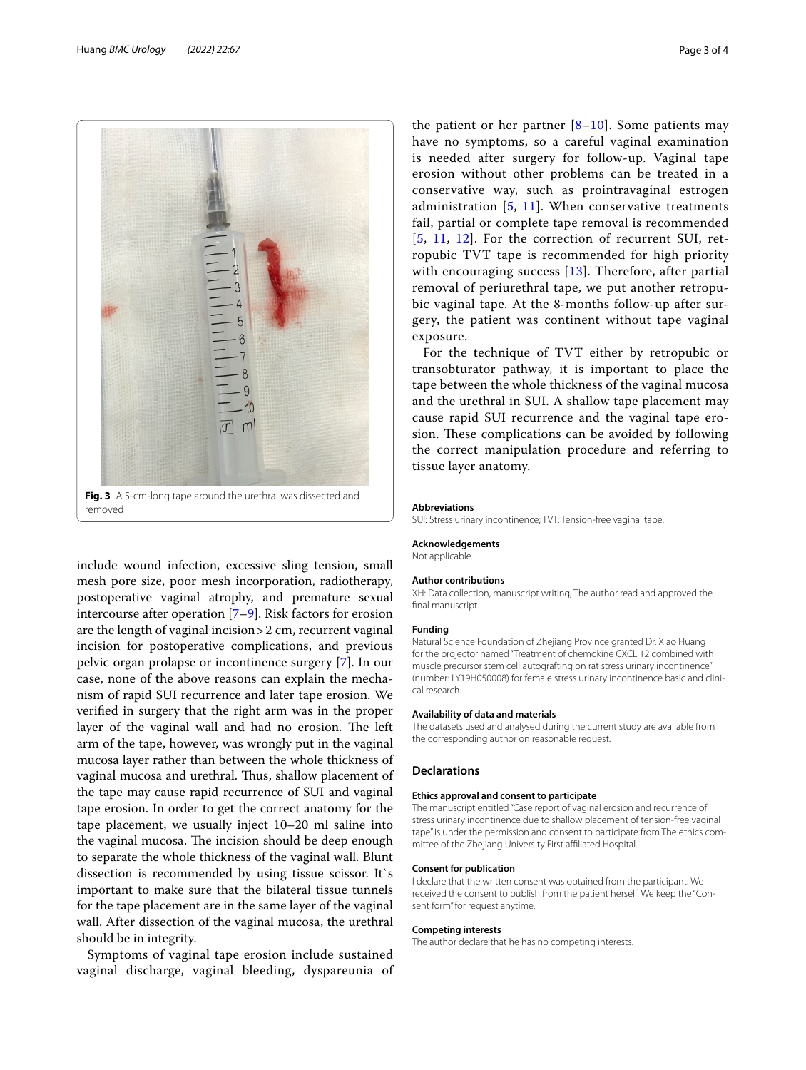Fig. 3 A 5-cm-long tape around the urethral was dissected and removed

include wound infection, excessive sling tension, small mesh pore size, poor mesh incorporation, radiotherapy, postoperative vaginal atrophy, and premature sexual intercourse after operation [7–9]. Risk factors for erosion are the length of vaginal incision > 2 cm, recurrent vaginal incision for postoperative complications, and previous pelvic organ prolapse or incontinence surgery [7]. In our case, none of the above reasons can explain the mechanism of rapid SUI recurrence and later tape erosion. We verified in surgery that the right arm was in the proper layer of the vaginal wall and had no erosion. The left arm of the tape, however, was wrongly put in the vaginal mucosa layer rather than between the whole thickness of vaginal mucosa and urethral. Thus, shallow placement of the tape may cause rapid recurrence of SUI and vaginal tape erosion. In order to get the correct anatomy for the tape placement, we usually inject 10–20 ml saline into the vaginal mucosa. The incision should be deep enough to separate the whole thickness of the vaginal wall. Blunt dissection is recommended by using tissue scissor. It`s important to make sure that the bilateral tissue tunnels for the tape placement are in the same layer of the vaginal wall. After dissection of the vaginal mucosa, the urethral should be in integrity.

Symptoms of vaginal tape erosion include sustained vaginal discharge, vaginal bleeding, dyspareunia of the patient or her partner [8–10]. Some patients may have no symptoms, so a careful vaginal examination is needed after surgery for follow-up. Vaginal tape erosion without other problems can be treated in a conservative way, such as prointravaginal estrogen administration [5, 11]. When conservative treatments fail, partial or complete tape removal is recommended [5, 11, 12]. For the correction of recurrent SUI, retropubic TVT tape is recommended for high priority with encouraging success [13]. Therefore, after partial removal of periurethral tape, we put another retropubic vaginal tape. At the 8-months follow-up after surgery, the patient was continent without tape vaginal exposure.

For the technique of TVT either by retropubic or transobturator pathway, it is important to place the tape between the whole thickness of the vaginal mucosa and the urethral in SUI. A shallow tape placement may cause rapid SUI recurrence and the vaginal tape erosion. These complications can be avoided by following the correct manipulation procedure and referring to tissue layer anatomy.

#### Abbreviations

SUI: Stress urinary incontinence; TVT: Tension-free vaginal tape.

#### Acknowledgements

Not applicable.

#### Author contributions

XH: Data collection, manuscript writing; The author read and approved the final manuscript.

#### Funding

Natural Science Foundation of Zhejiang Province granted Dr. Xiao Huang for the projector named "Treatment of chemokine CXCL 12 combined with muscle precursor stem cell autografting on rat stress urinary incontinence" (number: LY19H050008) for female stress urinary incontinence basic and clinical research.

#### Availability of data and materials

The datasets used and analysed during the current study are available from the corresponding author on reasonable request.

## Declarations

#### Ethics approval and consent to participate

The manuscript entitled "Case report of vaginal erosion and recurrence of stress urinary incontinence due to shallow placement of tension-free vaginal tape" is under the permission and consent to participate from The ethics committee of the Zhejiang University First affiliated Hospital.

#### Consent for publication

I declare that the written consent was obtained from the participant. We received the consent to publish from the patient herself. We keep the "Consent Form" for request anytime.

#### Competing interests

The author declare that he has no competing interests.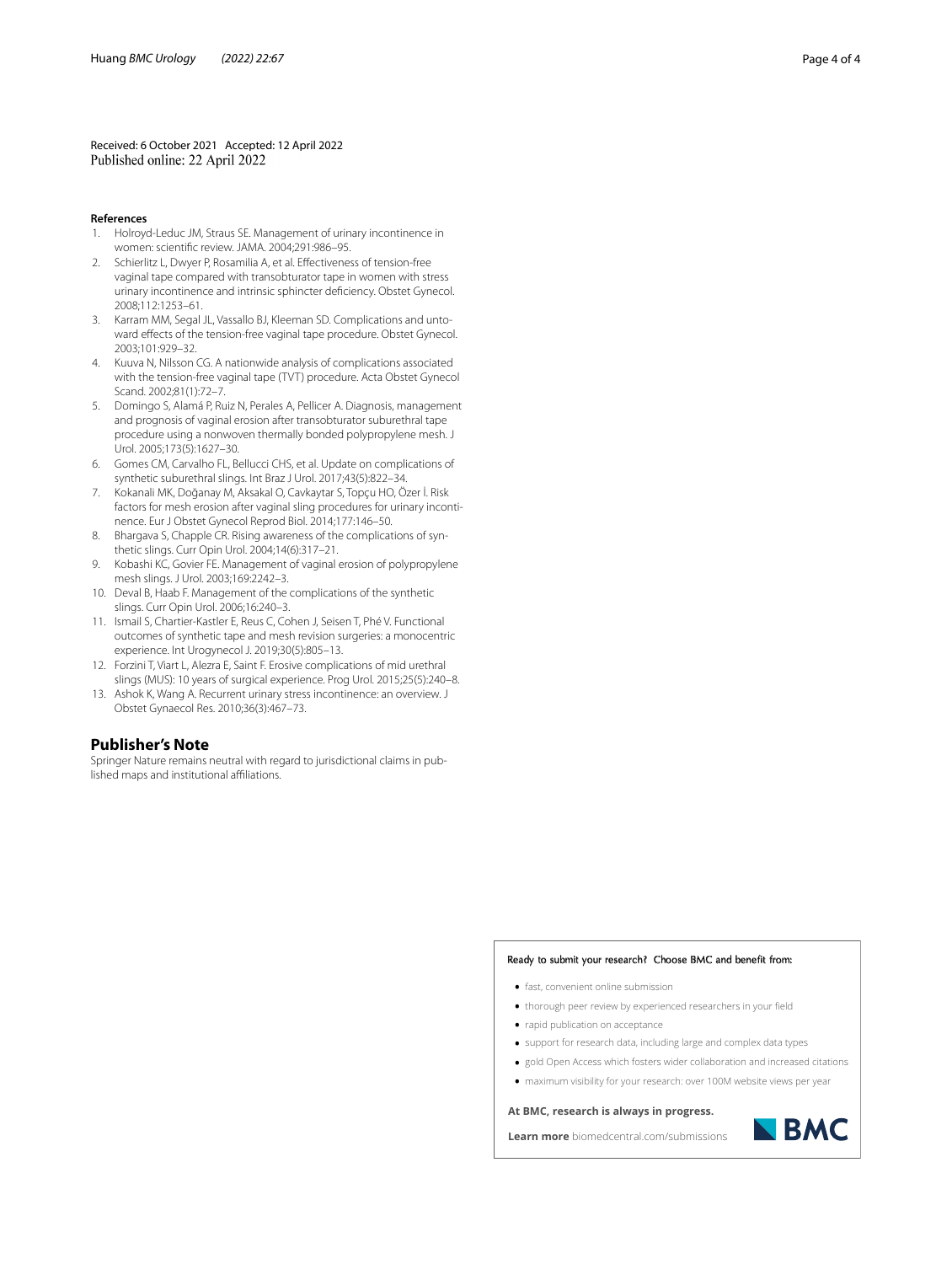Received: 6 October 2021 Accepted: 12 April 2022
Published online: 22 April 2022

**References**

1. Holroyd-Leduc JM, Straus SE. Management of urinary incontinence in women: scientific review. JAMA. 2004;291:986–95.
2. Schierlitz L, Dwyer P, Rosamilia A, et al. Effectiveness of tension-free vaginal tape compared with transobturator tape in women with stress urinary incontinence and intrinsic sphincter deficiency. Obstet Gynecol. 2008;112:1253–61.
3. Karram MM, Segal JL, Vassallo BJ, Kleeman SD. Complications and untoward effects of the tension-free vaginal tape procedure. Obstet Gynecol. 2003;101:929–32.
4. Kuuva N, Nilsson CG. A nationwide analysis of complications associated with the tension-free vaginal tape (TVT) procedure. Acta Obstet Gynecol Scand. 2002;81(1):72–7.
5. Domingo S, Alamá P, Ruiz N, Perales A, Pellicer A. Diagnosis, management and prognosis of vaginal erosion after transobturator suburethral tape procedure using a nonwoven thermally bonded polypropylene mesh. J Urol. 2005;173(5):1627–30.
6. Gomes CM, Carvalho FL, Bellucci CHS, et al. Update on complications of synthetic suburethral slings. Int Braz J Urol. 2017;43(5):822–34.
7. Kokanali MK, Doğanay M, Aksakal O, Cavkaytar S, Topçu HO, Özer İ. Risk factors for mesh erosion after vaginal sling procedures for urinary incontinence. Eur J Obstet Gynecol Reprod Biol. 2014;177:146–50.
8. Bhargava S, Chapple CR. Rising awareness of the complications of synthetic slings. Curr Opin Urol. 2004;14(6):317–21.
9. Kobashi KC, Govier FE. Management of vaginal erosion of polypropylene mesh slings. J Urol. 2003;169:2242–3.
10. Deval B, Haab F. Management of the complications of the synthetic slings. Curr Opin Urol. 2006;16:240–3.
11. Ismail S, Chartier-Kastler E, Reus C, Cohen J, Seisen T, Phé V. Functional outcomes of synthetic tape and mesh revision surgeries: a monocentric experience. Int Urogynecol J. 2019;30(5):805–13.
12. Forzini T, Viart L, Alezra E, Saint F. Erosive complications of mid urethral slings (MUS): 10 years of surgical experience. Prog Urol. 2015;25(5):240–8.
13. Ashok K, Wang A. Recurrent urinary stress incontinence: an overview. J Obstet Gynaecol Res. 2010;36(3):467–73.

## Publisher's Note

Springer Nature remains neutral with regard to jurisdictional claims in published maps and institutional affiliations.

Ready to submit your research? Choose BMC and benefit from:

- fast, convenient online submission
- thorough peer review by experienced researchers in your field
- rapid publication on acceptance
- support for research data, including large and complex data types
- gold Open Access which fosters wider collaboration and increased citations
- maximum visibility for your research: over 100M website views per year

**At BMC, research is always in progress.**

**Learn more** biomedcentral.com/submissions

BMC